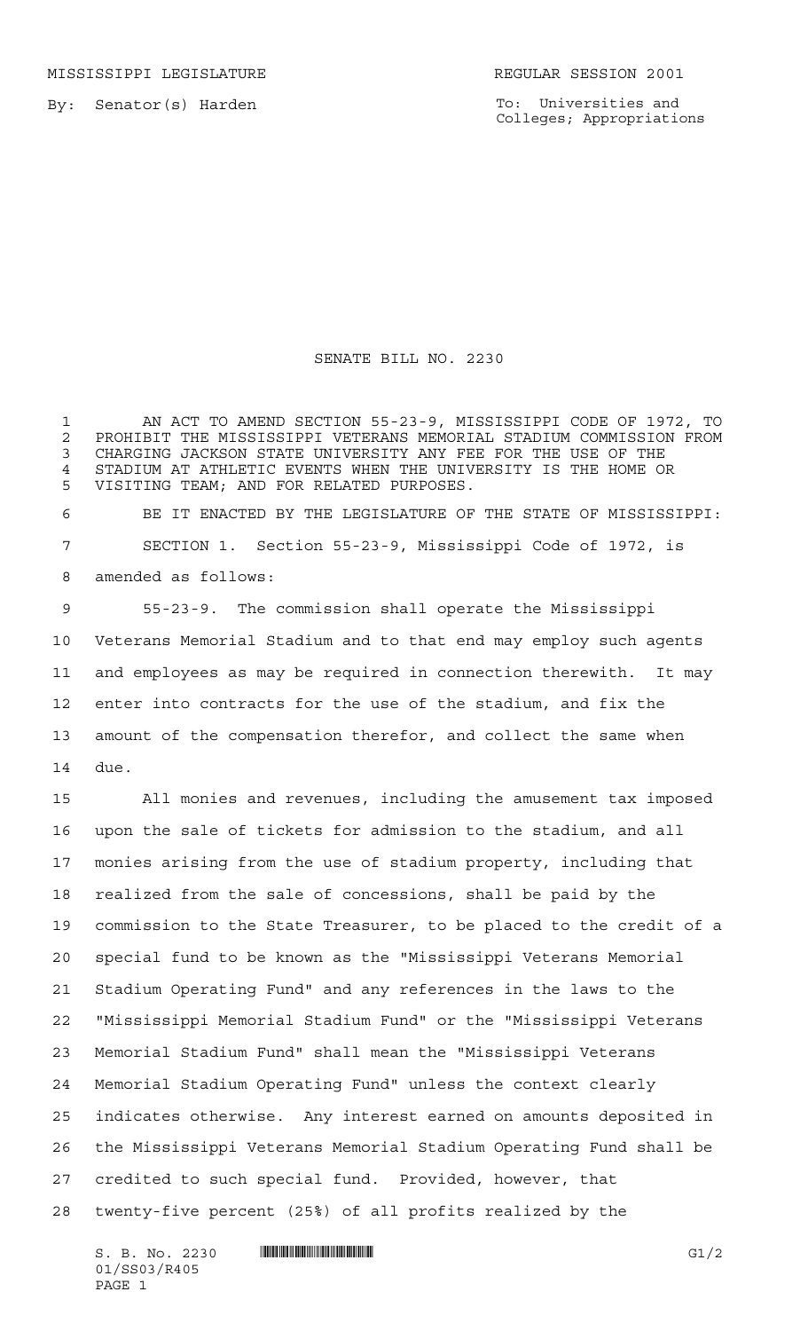MISSISSIPPI LEGISLATURE REGULAR SESSION 2001

By: Senator(s) Harden

To: Universities and Colleges; Appropriations

# SENATE BILL NO. 2230

AN ACT TO AMEND SECTION 55-23-9, MISSISSIPPI CODE OF 1972, TO PROHIBIT THE MISSISSIPPI VETERANS MEMORIAL STADIUM COMMISSION FROM CHARGING JACKSON STATE UNIVERSITY ANY FEE FOR THE USE OF THE STADIUM AT ATHLETIC EVENTS WHEN THE UNIVERSITY IS THE HOME OR VISITING TEAM; AND FOR RELATED PURPOSES.

BE IT ENACTED BY THE LEGISLATURE OF THE STATE OF MISSISSIPPI:

SECTION 1. Section 55-23-9, Mississippi Code of 1972, is amended as follows:

55-23-9. The commission shall operate the Mississippi Veterans Memorial Stadium and to that end may employ such agents and employees as may be required in connection therewith. It may enter into contracts for the use of the stadium, and fix the amount of the compensation therefor, and collect the same when due.

All monies and revenues, including the amusement tax imposed upon the sale of tickets for admission to the stadium, and all monies arising from the use of stadium property, including that realized from the sale of concessions, shall be paid by the commission to the State Treasurer, to be placed to the credit of a special fund to be known as the "Mississippi Veterans Memorial Stadium Operating Fund" and any references in the laws to the "Mississippi Memorial Stadium Fund" or the "Mississippi Veterans Memorial Stadium Fund" shall mean the "Mississippi Veterans Memorial Stadium Operating Fund" unless the context clearly indicates otherwise. Any interest earned on amounts deposited in the Mississippi Veterans Memorial Stadium Operating Fund shall be credited to such special fund. Provided, however, that twenty-five percent (25%) of all profits realized by the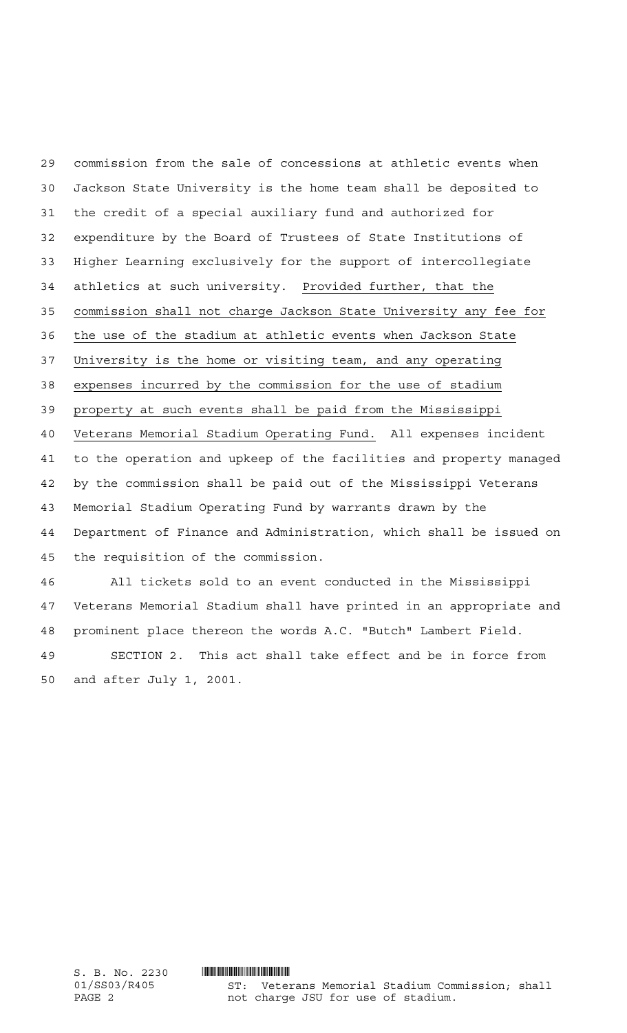commission from the sale of concessions at athletic events when Jackson State University is the home team shall be deposited to the credit of a special auxiliary fund and authorized for expenditure by the Board of Trustees of State Institutions of Higher Learning exclusively for the support of intercollegiate athletics at such university. Provided further, that the commission shall not charge Jackson State University any fee for the use of the stadium at athletic events when Jackson State University is the home or visiting team, and any operating expenses incurred by the commission for the use of stadium property at such events shall be paid from the Mississippi Veterans Memorial Stadium Operating Fund. All expenses incident to the operation and upkeep of the facilities and property managed by the commission shall be paid out of the Mississippi Veterans Memorial Stadium Operating Fund by warrants drawn by the Department of Finance and Administration, which shall be issued on the requisition of the commission.

All tickets sold to an event conducted in the Mississippi Veterans Memorial Stadium shall have printed in an appropriate and prominent place thereon the words A.C. "Butch" Lambert Field.

SECTION 2. This act shall take effect and be in force from and after July 1, 2001.

S. B. No. 2230
01/SS03/R405
ST: Veterans Memorial Stadium Commission; shall not charge JSU for use of stadium.